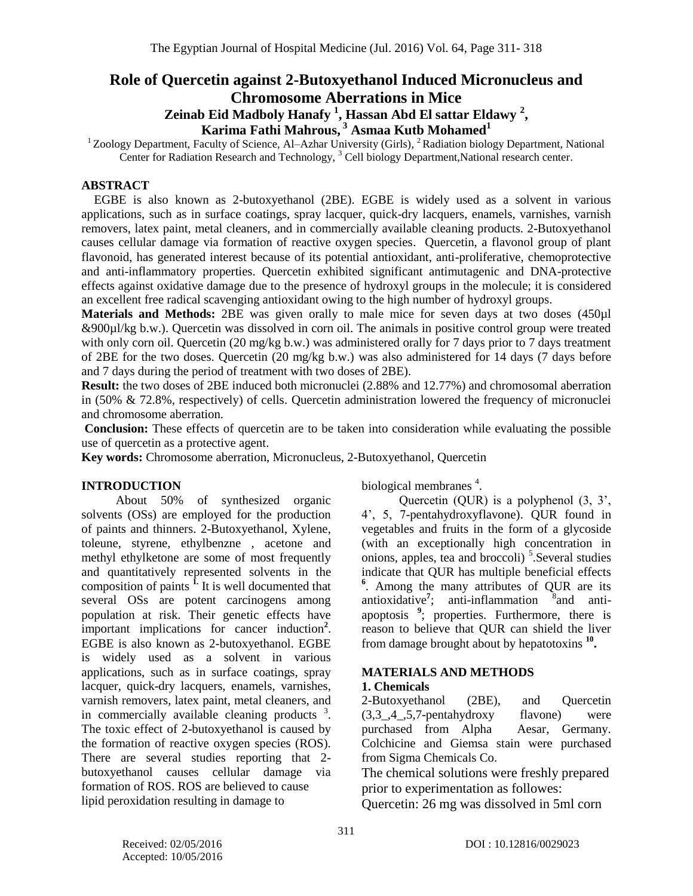# Role of Quercetin against 2-Butoxyethanol Induced Micronucleus and Chromosome Aberrations in Mice

**Zeinab Eid Madboly Hanafy [1], Hassan Abd El sattar Eldawy [2], Karima Fathi Mahrous, [3] Asmaa Kutb Mohamed[1]**

[1] Zoology Department, Faculty of Science, Al–Azhar University (Girls), [2] Radiation biology Department, National Center for Radiation Research and Technology, [3] Cell biology Department,National research center.

## ABSTRACT

EGBE is also known as 2-butoxyethanol (2BE). EGBE is widely used as a solvent in various applications, such as in surface coatings, spray lacquer, quick-dry lacquers, enamels, varnishes, varnish removers, latex paint, metal cleaners, and in commercially available cleaning products. 2-Butoxyethanol causes cellular damage via formation of reactive oxygen species. Quercetin, a flavonol group of plant flavonoid, has generated interest because of its potential antioxidant, anti-proliferative, chemoprotective and anti-inflammatory properties. Quercetin exhibited significant antimutagenic and DNA-protective effects against oxidative damage due to the presence of hydroxyl groups in the molecule; it is considered an excellent free radical scavenging antioxidant owing to the high number of hydroxyl groups.

**Materials and Methods:** 2BE was given orally to male mice for seven days at two doses (450µl &900µl/kg b.w.). Quercetin was dissolved in corn oil. The animals in positive control group were treated with only corn oil. Quercetin (20 mg/kg b.w.) was administered orally for 7 days prior to 7 days treatment of 2BE for the two doses. Quercetin (20 mg/kg b.w.) was also administered for 14 days (7 days before and 7 days during the period of treatment with two doses of 2BE).

**Result:** the two doses of 2BE induced both micronuclei (2.88% and 12.77%) and chromosomal aberration in (50% & 72.8%, respectively) of cells. Quercetin administration lowered the frequency of micronuclei and chromosome aberration.

**Conclusion:** These effects of quercetin are to be taken into consideration while evaluating the possible use of quercetin as a protective agent.

**Key words:** Chromosome aberration, Micronucleus, 2-Butoxyethanol, Quercetin

## INTRODUCTION

About 50% of synthesized organic solvents (OSs) are employed for the production of paints and thinners. 2-Butoxyethanol, Xylene, toleune, styrene, ethylbenzne , acetone and methyl ethylketone are some of most frequently and quantitatively represented solvents in the composition of paints [1]. It is well documented that several OSs are potent carcinogens among population at risk. Their genetic effects have important implications for cancer induction[2]. EGBE is also known as 2-butoxyethanol. EGBE is widely used as a solvent in various applications, such as in surface coatings, spray lacquer, quick-dry lacquers, enamels, varnishes, varnish removers, latex paint, metal cleaners, and in commercially available cleaning products [3]. The toxic effect of 2-butoxyethanol is caused by the formation of reactive oxygen species (ROS). There are several studies reporting that 2-butoxyethanol causes cellular damage via formation of ROS. ROS are believed to cause lipid peroxidation resulting in damage to biological membranes [4].

Quercetin (QUR) is a polyphenol (3, 3', 4', 5, 7-pentahydroxyflavone). QUR found in vegetables and fruits in the form of a glycoside (with an exceptionally high concentration in onions, apples, tea and broccoli) [5].Several studies indicate that QUR has multiple beneficial effects [6]. Among the many attributes of QUR are its antioxidative[7]; anti-inflammation [8]and anti-apoptosis [9]; properties. Furthermore, there is reason to believe that QUR can shield the liver from damage brought about by hepatotoxins [10].

## MATERIALS AND METHODS

### 1. Chemicals

2-Butoxyethanol (2BE), and Quercetin (3,3_,4_,5,7-pentahydroxy flavone) were purchased from Alpha Aesar, Germany. Colchicine and Giemsa stain were purchased from Sigma Chemicals Co.

The chemical solutions were freshly prepared prior to experimentation as followes:

Quercetin: 26 mg was dissolved in 5ml corn

Received: 02/05/2016
Accepted: 10/05/2016

DOI : 10.12816/0029023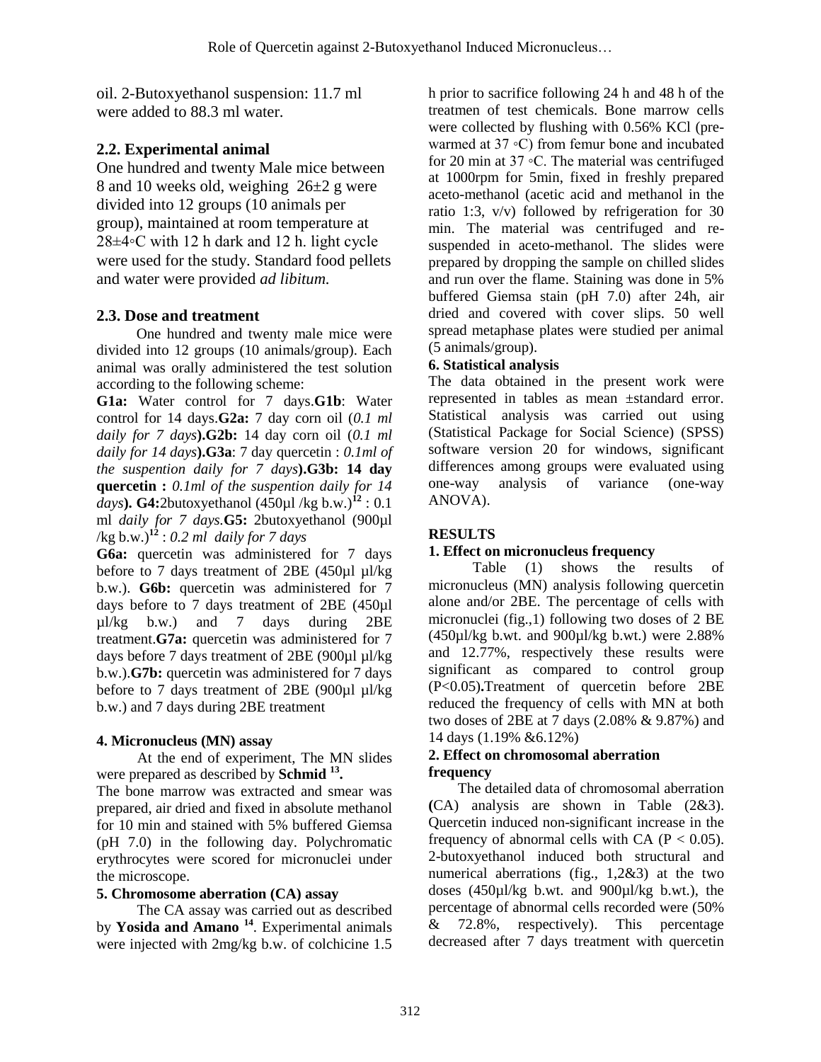oil. 2-Butoxyethanol suspension: 11.7 ml were added to 88.3 ml water.

## 2.2. Experimental animal

One hundred and twenty Male mice between 8 and 10 weeks old, weighing 26±2 g were divided into 12 groups (10 animals per group), maintained at room temperature at 28±4◦C with 12 h dark and 12 h. light cycle were used for the study. Standard food pellets and water were provided *ad libitum.*

## 2.3. Dose and treatment

One hundred and twenty male mice were divided into 12 groups (10 animals/group). Each animal was orally administered the test solution according to the following scheme:

**G1a:** Water control for 7 days.**G1b**: Water control for 14 days.**G2a:** 7 day corn oil (*0.1 ml daily for 7 days*)**.G2b:** 14 day corn oil (*0.1 ml daily for 14 days*)**.G3a**: 7 day quercetin : *0.1ml of the suspention daily for 7 days*)**.G3b: 14 day quercetin :** *0.1ml of the suspention daily for 14 days*)**. G4:**2butoxyethanol (450µl /kg b.w.)[12] : 0.1 ml *daily for 7 days.***G5:** 2butoxyethanol (900µl /kg b.w.)[12] : *0.2 ml daily for 7 days*

**G6a:** quercetin was administered for 7 days before to 7 days treatment of 2BE (450µl µl/kg b.w.). **G6b:** quercetin was administered for 7 days before to 7 days treatment of 2BE (450µl µl/kg b.w.) and 7 days during 2BE treatment.**G7a:** quercetin was administered for 7 days before 7 days treatment of 2BE (900µl µl/kg b.w.).**G7b:** quercetin was administered for 7 days before to 7 days treatment of 2BE (900µl µl/kg b.w.) and 7 days during 2BE treatment

### 4. Micronucleus (MN) assay

At the end of experiment, The MN slides were prepared as described by **Schmid [13].**

The bone marrow was extracted and smear was prepared, air dried and fixed in absolute methanol for 10 min and stained with 5% buffered Giemsa (pH 7.0) in the following day. Polychromatic erythrocytes were scored for micronuclei under the microscope.

### 5. Chromosome aberration (CA) assay

The CA assay was carried out as described by **Yosida and Amano [14]**. Experimental animals were injected with 2mg/kg b.w. of colchicine 1.5 h prior to sacrifice following 24 h and 48 h of the treatmen of test chemicals. Bone marrow cells were collected by flushing with 0.56% KCl (pre-warmed at 37 ◦C) from femur bone and incubated for 20 min at 37 ◦C. The material was centrifuged at 1000rpm for 5min, fixed in freshly prepared aceto-methanol (acetic acid and methanol in the ratio 1:3, v/v) followed by refrigeration for 30 min. The material was centrifuged and re-suspended in aceto-methanol. The slides were prepared by dropping the sample on chilled slides and run over the flame. Staining was done in 5% buffered Giemsa stain (pH 7.0) after 24h, air dried and covered with cover slips. 50 well spread metaphase plates were studied per animal (5 animals/group).

### 6. Statistical analysis

The data obtained in the present work were represented in tables as mean ±standard error. Statistical analysis was carried out using (Statistical Package for Social Science) (SPSS) software version 20 for windows, significant differences among groups were evaluated using one-way analysis of variance (one-way ANOVA).

## RESULTS

### 1. Effect on micronucleus frequency

Table (1) shows the results of micronucleus (MN) analysis following quercetin alone and/or 2BE. The percentage of cells with micronuclei (fig.,1) following two doses of 2 BE (450µl/kg b.wt. and 900µl/kg b.wt.) were 2.88% and 12.77%, respectively these results were significant as compared to control group ($P<0.05$)**.**Treatment of quercetin before 2BE reduced the frequency of cells with MN at both two doses of 2BE at 7 days (2.08% & 9.87%) and 14 days (1.19% &6.12%)

### 2. Effect on chromosomal aberration frequency

The detailed data of chromosomal aberration **(**CA) analysis are shown in Table (2&3). Quercetin induced non-significant increase in the frequency of abnormal cells with CA ($P < 0.05$). 2-butoxyethanol induced both structural and numerical aberrations (fig., 1,2&3) at the two doses (450µl/kg b.wt. and 900µl/kg b.wt.), the percentage of abnormal cells recorded were (50% & 72.8%, respectively). This percentage decreased after 7 days treatment with quercetin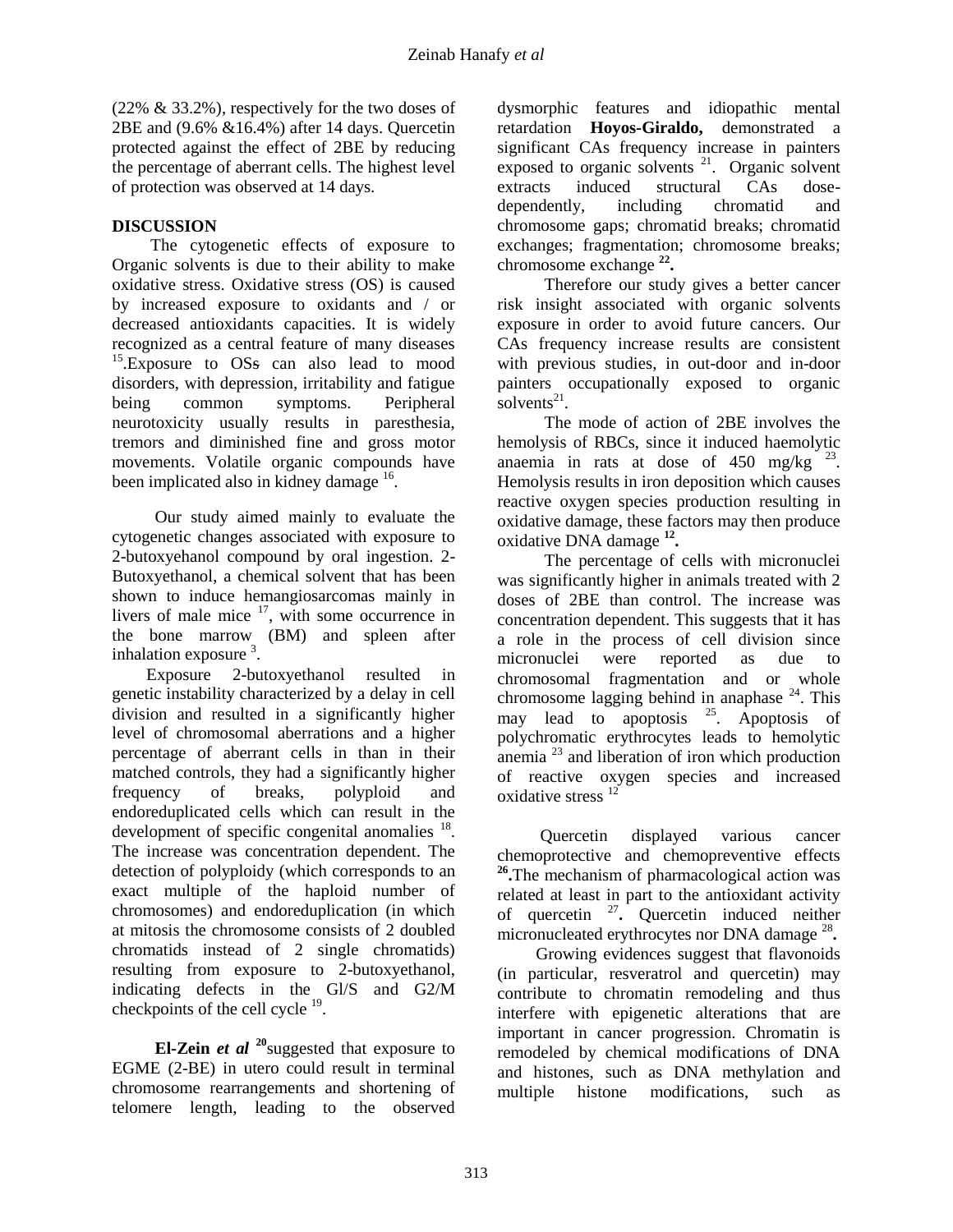(22% & 33.2%), respectively for the two doses of 2BE and (9.6% &16.4%) after 14 days. Quercetin protected against the effect of 2BE by reducing the percentage of aberrant cells. The highest level of protection was observed at 14 days.

## DISCUSSION

The cytogenetic effects of exposure to Organic solvents is due to their ability to make oxidative stress. Oxidative stress (OS) is caused by increased exposure to oxidants and / or decreased antioxidants capacities. It is widely recognized as a central feature of many diseases [15].Exposure to OSs can also lead to mood disorders, with depression, irritability and fatigue being common symptoms. Peripheral neurotoxicity usually results in paresthesia, tremors and diminished fine and gross motor movements. Volatile organic compounds have been implicated also in kidney damage [16].

Our study aimed mainly to evaluate the cytogenetic changes associated with exposure to 2-butoxyehanol compound by oral ingestion. 2-Butoxyethanol, a chemical solvent that has been shown to induce hemangiosarcomas mainly in livers of male mice [17], with some occurrence in the bone marrow (BM) and spleen after inhalation exposure [3].

Exposure 2-butoxyethanol resulted in genetic instability characterized by a delay in cell division and resulted in a significantly higher level of chromosomal aberrations and a higher percentage of aberrant cells in than in their matched controls, they had a significantly higher frequency of breaks, polyploid and endoreduplicated cells which can result in the development of specific congenital anomalies [18]. The increase was concentration dependent. The detection of polyploidy (which corresponds to an exact multiple of the haploid number of chromosomes) and endoreduplication (in which at mitosis the chromosome consists of 2 doubled chromatids instead of 2 single chromatids) resulting from exposure to 2-butoxyethanol, indicating defects in the Gl/S and G2/M checkpoints of the cell cycle [19].

**El-Zein *et al*** [20]suggested that exposure to EGME (2-BE) in utero could result in terminal chromosome rearrangements and shortening of telomere length, leading to the observed dysmorphic features and idiopathic mental retardation **Hoyos-Giraldo,** demonstrated a significant CAs frequency increase in painters exposed to organic solvents [21]. Organic solvent extracts induced structural CAs dose-dependently, including chromatid and chromosome gaps; chromatid breaks; chromatid exchanges; fragmentation; chromosome breaks; chromosome exchange [22].

Therefore our study gives a better cancer risk insight associated with organic solvents exposure in order to avoid future cancers. Our CAs frequency increase results are consistent with previous studies, in out-door and in-door painters occupationally exposed to organic solvents[21].

The mode of action of 2BE involves the hemolysis of RBCs, since it induced haemolytic anaemia in rats at dose of 450 mg/kg [23]. Hemolysis results in iron deposition which causes reactive oxygen species production resulting in oxidative damage, these factors may then produce oxidative DNA damage [12].

The percentage of cells with micronuclei was significantly higher in animals treated with 2 doses of 2BE than control. The increase was concentration dependent. This suggests that it has a role in the process of cell division since micronuclei were reported as due to chromosomal fragmentation and or whole chromosome lagging behind in anaphase [24]. This may lead to apoptosis [25]. Apoptosis of polychromatic erythrocytes leads to hemolytic anemia [23] and liberation of iron which production of reactive oxygen species and increased oxidative stress [12]

Quercetin displayed various cancer chemoprotective and chemopreventive effects [26].The mechanism of pharmacological action was related at least in part to the antioxidant activity of quercetin [27]. Quercetin induced neither micronucleated erythrocytes nor DNA damage [28].

Growing evidences suggest that flavonoids (in particular, resveratrol and quercetin) may contribute to chromatin remodeling and thus interfere with epigenetic alterations that are important in cancer progression. Chromatin is remodeled by chemical modifications of DNA and histones, such as DNA methylation and multiple histone modifications, such as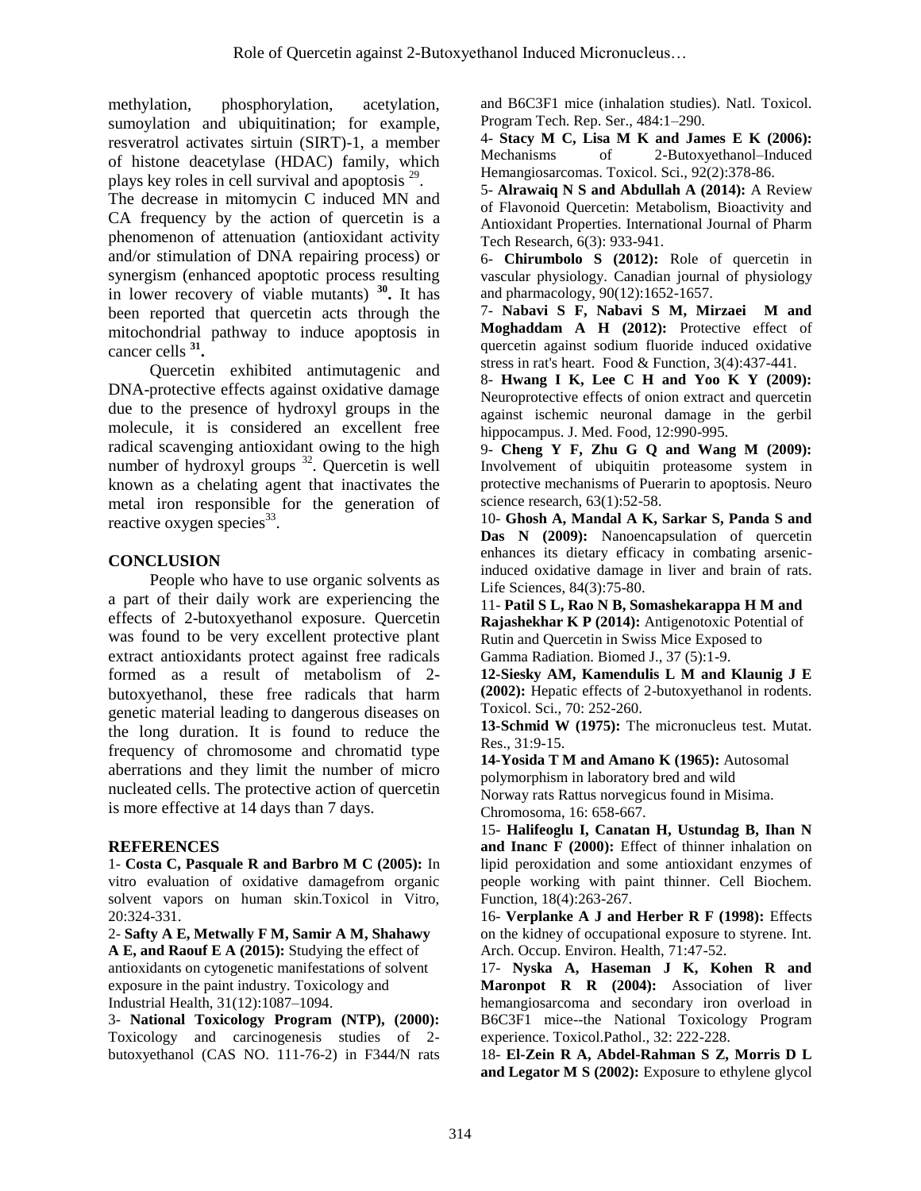methylation, phosphorylation, acetylation, sumoylation and ubiquitination; for example, resveratrol activates sirtuin (SIRT)-1, a member of histone deacetylase (HDAC) family, which plays key roles in cell survival and apoptosis [29].

The decrease in mitomycin C induced MN and CA frequency by the action of quercetin is a phenomenon of attenuation (antioxidant activity and/or stimulation of DNA repairing process) or synergism (enhanced apoptotic process resulting in lower recovery of viable mutants) [30]. It has been reported that quercetin acts through the mitochondrial pathway to induce apoptosis in cancer cells [31].

Quercetin exhibited antimutagenic and DNA-protective effects against oxidative damage due to the presence of hydroxyl groups in the molecule, it is considered an excellent free radical scavenging antioxidant owing to the high number of hydroxyl groups [32]. Quercetin is well known as a chelating agent that inactivates the metal iron responsible for the generation of reactive oxygen species[33].

## CONCLUSION

People who have to use organic solvents as a part of their daily work are experiencing the effects of 2-butoxyethanol exposure. Quercetin was found to be very excellent protective plant extract antioxidants protect against free radicals formed as a result of metabolism of 2-butoxyethanol, these free radicals that harm genetic material leading to dangerous diseases on the long duration. It is found to reduce the frequency of chromosome and chromatid type aberrations and they limit the number of micro nucleated cells. The protective action of quercetin is more effective at 14 days than 7 days.

## REFERENCES

1- **Costa C, Pasquale R and Barbro M C (2005):** In vitro evaluation of oxidative damagefrom organic solvent vapors on human skin.Toxicol in Vitro, 20:324-331.

2- **Safty A E, Metwally F M, Samir A M, Shahawy A E, and Raouf E A (2015):** Studying the effect of antioxidants on cytogenetic manifestations of solvent exposure in the paint industry. Toxicology and Industrial Health, 31(12):1087–1094.

3- **National Toxicology Program (NTP), (2000):** Toxicology and carcinogenesis studies of 2-butoxyethanol (CAS NO. 111-76-2) in F344/N rats and B6C3F1 mice (inhalation studies). Natl. Toxicol. Program Tech. Rep. Ser., 484:1–290.

4- **Stacy M C, Lisa M K and James E K (2006):** Mechanisms of 2-Butoxyethanol–Induced Hemangiosarcomas. Toxicol. Sci., 92(2):378-86.

5- **Alrawaiq N S and Abdullah A (2014):** A Review of Flavonoid Quercetin: Metabolism, Bioactivity and Antioxidant Properties. International Journal of Pharm Tech Research, 6(3): 933-941.

6- **Chirumbolo S (2012):** Role of quercetin in vascular physiology. Canadian journal of physiology and pharmacology, 90(12):1652-1657.

7- **Nabavi S F, Nabavi S M, Mirzaei M and Moghaddam A H (2012):** Protective effect of quercetin against sodium fluoride induced oxidative stress in rat's heart. Food & Function, 3(4):437-441.

8- **Hwang I K, Lee C H and Yoo K Y (2009):** Neuroprotective effects of onion extract and quercetin against ischemic neuronal damage in the gerbil hippocampus. J. Med. Food, 12:990-995.

9- **Cheng Y F, Zhu G Q and Wang M (2009):** Involvement of ubiquitin proteasome system in protective mechanisms of Puerarin to apoptosis. Neuro science research, 63(1):52-58.

10- **Ghosh A, Mandal A K, Sarkar S, Panda S and Das N (2009):** Nanoencapsulation of quercetin enhances its dietary efficacy in combating arsenic-induced oxidative damage in liver and brain of rats. Life Sciences, 84(3):75-80.

11- **Patil S L, Rao N B, Somashekarappa H M and Rajashekhar K P (2014):** Antigenotoxic Potential of Rutin and Quercetin in Swiss Mice Exposed to Gamma Radiation. Biomed J., 37 (5):1-9.

**12-Siesky AM, Kamendulis L M and Klaunig J E (2002):** Hepatic effects of 2-butoxyethanol in rodents. Toxicol. Sci., 70: 252-260.

**13-Schmid W (1975):** The micronucleus test. Mutat. Res., 31:9-15.

**14-Yosida T M and Amano K (1965):** Autosomal polymorphism in laboratory bred and wild Norway rats Rattus norvegicus found in Misima. Chromosoma, 16: 658-667.

15- **Halifeoglu I, Canatan H, Ustundag B, Ihan N and Inanc F (2000):** Effect of thinner inhalation on lipid peroxidation and some antioxidant enzymes of people working with paint thinner. Cell Biochem. Function, 18(4):263-267.

16- **Verplanke A J and Herber R F (1998):** Effects on the kidney of occupational exposure to styrene. Int. Arch. Occup. Environ. Health, 71:47-52.

17- **Nyska A, Haseman J K, Kohen R and Maronpot R R (2004):** Association of liver hemangiosarcoma and secondary iron overload in B6C3F1 mice--the National Toxicology Program experience. Toxicol.Pathol., 32: 222-228.

18- **El-Zein R A, Abdel-Rahman S Z, Morris D L and Legator M S (2002):** Exposure to ethylene glycol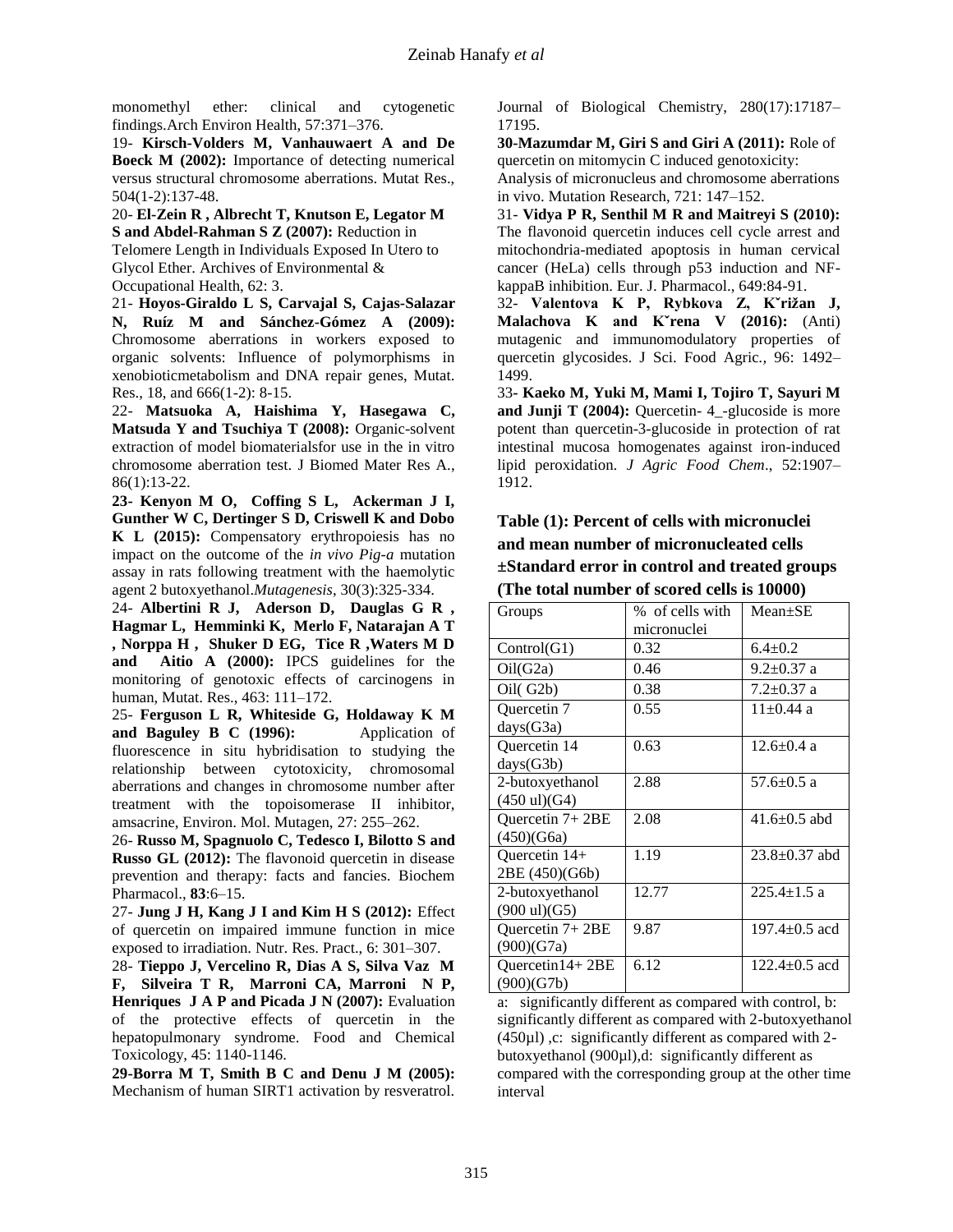monomethyl ether: clinical and cytogenetic findings.Arch Environ Health, 57:371–376.

19- **Kirsch-Volders M, Vanhauwaert A and De Boeck M (2002):** Importance of detecting numerical versus structural chromosome aberrations. Mutat Res., 504(1-2):137-48.

20- **El-Zein R , Albrecht T, Knutson E, Legator M S and Abdel-Rahman S Z (2007):** Reduction in Telomere Length in Individuals Exposed In Utero to Glycol Ether. Archives of Environmental & Occupational Health, 62: 3.

21- **Hoyos-Giraldo L S, Carvajal S, Cajas-Salazar N, Ruíz M and Sánchez-Gómez A (2009):** Chromosome aberrations in workers exposed to organic solvents: Influence of polymorphisms in xenobioticmetabolism and DNA repair genes, Mutat. Res., 18, and 666(1-2): 8-15.

22- **Matsuoka A, Haishima Y, Hasegawa C, Matsuda Y and Tsuchiya T (2008):** Organic-solvent extraction of model biomaterialsfor use in the in vitro chromosome aberration test. J Biomed Mater Res A., 86(1):13-22.

**23- Kenyon M O, Coffing S L, Ackerman J I, Gunther W C, Dertinger S D, Criswell K and Dobo K L (2015):** Compensatory erythropoiesis has no impact on the outcome of the *in vivo Pig-a* mutation assay in rats following treatment with the haemolytic agent 2 butoxyethanol.*Mutagenesis*, 30(3):325-334.

24- **Albertini R J, Aderson D, Dauglas G R , Hagmar L, Hemminki K, Merlo F, Natarajan A T , Norppa H , Shuker D EG, Tice R ,Waters M D and Aitio A (2000):** IPCS guidelines for the monitoring of genotoxic effects of carcinogens in human, Mutat. Res., 463: 111–172.

25- **Ferguson L R, Whiteside G, Holdaway K M and Baguley B C (1996):** Application of fluorescence in situ hybridisation to studying the relationship between cytotoxicity, chromosomal aberrations and changes in chromosome number after treatment with the topoisomerase II inhibitor, amsacrine, Environ. Mol. Mutagen, 27: 255–262.

26- **Russo M, Spagnuolo C, Tedesco I, Bilotto S and Russo GL (2012):** The flavonoid quercetin in disease prevention and therapy: facts and fancies. Biochem Pharmacol., **83**:6–15.

27- **Jung J H, Kang J I and Kim H S (2012):** Effect of quercetin on impaired immune function in mice exposed to irradiation. Nutr. Res. Pract., 6: 301–307.

28- **Tieppo J, Vercelino R, Dias A S, Silva Vaz M F, Silveira T R, Marroni CA, Marroni N P, Henriques J A P and Picada J N (2007):** Evaluation of the protective effects of quercetin in the hepatopulmonary syndrome. Food and Chemical Toxicology, 45: 1140-1146.

**29-Borra M T, Smith B C and Denu J M (2005):** Mechanism of human SIRT1 activation by resveratrol. Journal of Biological Chemistry, 280(17):17187–17195.

**30-Mazumdar M, Giri S and Giri A (2011):** Role of quercetin on mitomycin C induced genotoxicity: Analysis of micronucleus and chromosome aberrations in vivo. Mutation Research, 721: 147–152.

31- **Vidya P R, Senthil M R and Maitreyi S (2010):** The flavonoid quercetin induces cell cycle arrest and mitochondria-mediated apoptosis in human cervical cancer (HeLa) cells through p53 induction and NF-kappaB inhibition. Eur. J. Pharmacol., 649:84-91.

32- **Valentova K P, Rybkova Z, Kˇrižan J, Malachova K and Kˇrena V (2016):** (Anti) mutagenic and immunomodulatory properties of quercetin glycosides. J Sci. Food Agric., 96: 1492–1499.

33- **Kaeko M, Yuki M, Mami I, Tojiro T, Sayuri M and Junji T (2004):** Quercetin- 4_-glucoside is more potent than quercetin-3-glucoside in protection of rat intestinal mucosa homogenates against iron-induced lipid peroxidation. *J Agric Food Chem*., 52:1907–1912.

**Table (1): Percent of cells with micronuclei and mean number of micronucleated cells ±Standard error in control and treated groups (The total number of scored cells is 10000)**

| Groups | % of cells with micronuclei | Mean±SE |
|---|---|---|
| Control(G1) | 0.32 | 6.4±0.2 |
| Oil(G2a) | 0.46 | 9.2±0.37 a |
| Oil( G2b) | 0.38 | 7.2±0.37 a |
| Quercetin 7 days(G3a) | 0.55 | 11±0.44 a |
| Quercetin 14 days(G3b) | 0.63 | 12.6±0.4 a |
| 2-butoxyethanol (450 ul)(G4) | 2.88 | 57.6±0.5 a |
| Quercetin 7+ 2BE (450)(G6a) | 2.08 | 41.6±0.5 abd |
| Quercetin 14+ 2BE (450)(G6b) | 1.19 | 23.8±0.37 abd |
| 2-butoxyethanol (900 ul)(G5) | 12.77 | 225.4±1.5 a |
| Quercetin 7+ 2BE (900)(G7a) | 9.87 | 197.4±0.5 acd |
| Quercetin14+ 2BE (900)(G7b) | 6.12 | 122.4±0.5 acd |

a: significantly different as compared with control, b: significantly different as compared with 2-butoxyethanol (450µl) ,c: significantly different as compared with 2-butoxyethanol (900µl),d: significantly different as compared with the corresponding group at the other time interval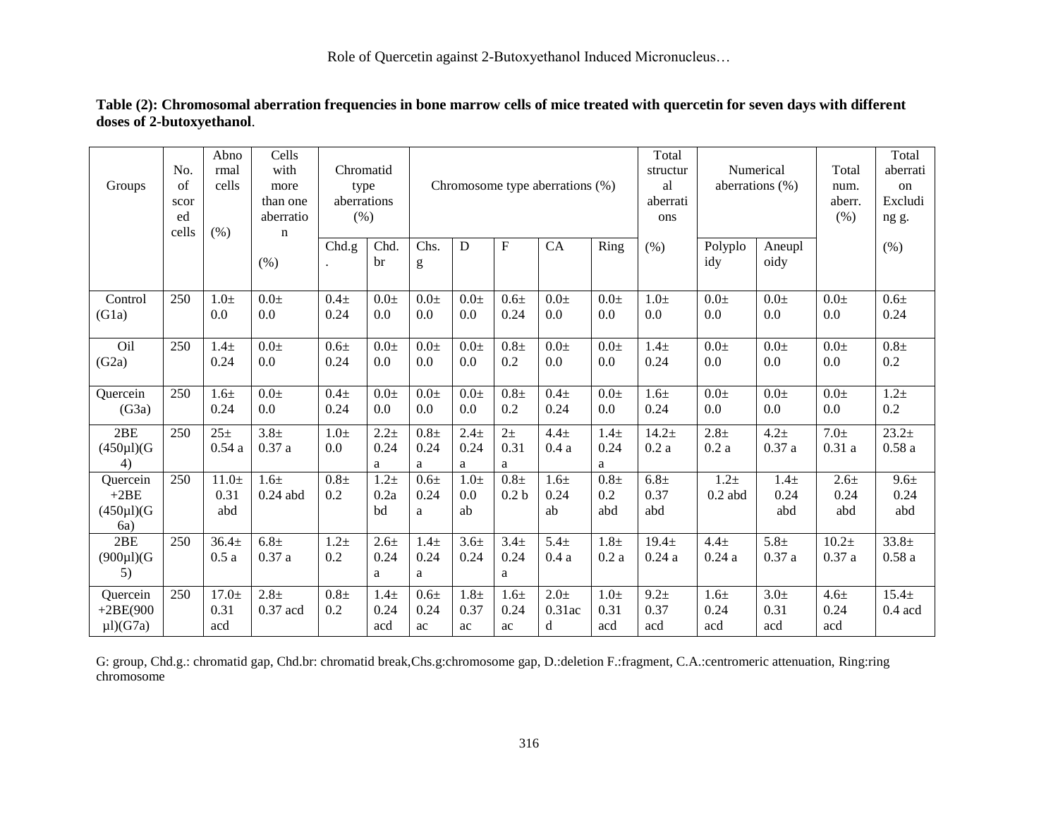**Table (2): Chromosomal aberration frequencies in bone marrow cells of mice treated with quercetin for seven days with different doses of 2-butoxyethanol**.

| Groups | No. of scored cells | Abnormal cells (%) | Cells with more than one aberration (%) | Chromatid type aberrations (%) | | Chromosome type aberrations (%) | | | | | Total structural aberrations (%) | Numerical aberrations (%) | | Total num. aberr. (%) | Total aberration Excluding g. (%) |
|---|---|---|---|---|---|---|---|---|---|---|---|---|---|---|---|
| | | | | Chd.g. | Chd. br | Chs. g | D | F | CA | Ring | | Polyploidy | Aneuploidy | | |
| Control (G1a) | 250 | 1.0± 0.0 | 0.0± 0.0 | 0.4± 0.24 | 0.0± 0.0 | 0.0± 0.0 | 0.0± 0.0 | 0.6± 0.24 | 0.0± 0.0 | 0.0± 0.0 | 1.0± 0.0 | 0.0± 0.0 | 0.0± 0.0 | 0.0± 0.0 | 0.6± 0.24 |
| Oil (G2a) | 250 | 1.4± 0.24 | 0.0± 0.0 | 0.6± 0.24 | 0.0± 0.0 | 0.0± 0.0 | 0.0± 0.0 | 0.8± 0.2 | 0.0± 0.0 | 0.0± 0.0 | 1.4± 0.24 | 0.0± 0.0 | 0.0± 0.0 | 0.0± 0.0 | 0.8± 0.2 |
| Quercein (G3a) | 250 | 1.6± 0.24 | 0.0± 0.0 | 0.4± 0.24 | 0.0± 0.0 | 0.0± 0.0 | 0.0± 0.0 | 0.8± 0.2 | 0.4± 0.24 | 0.0± 0.0 | 1.6± 0.24 | 0.0± 0.0 | 0.0± 0.0 | 0.0± 0.0 | 1.2± 0.2 |
| 2BE (450µl)(G4) | 250 | 25± 0.54 a | 3.8± 0.37 a | 1.0± 0.0 | 2.2± 0.24 a | 0.8± 0.24 a | 2.4± 0.24 a | 2± 0.31 a | 4.4± 0.4 a | 1.4± 0.24 a | 14.2± 0.2 a | 2.8± 0.2 a | 4.2± 0.37 a | 7.0± 0.31 a | 23.2± 0.58 a |
| Quercein +2BE (450µl)(G6a) | 250 | 11.0± 0.31 abd | 1.6± 0.24 abd | 0.8± 0.2 | 1.2± 0.2abd | 0.6± 0.24 a | 1.0± 0.0 ab | 0.8± 0.2 b | 1.6± 0.24 ab | 0.8± 0.2 abd | 6.8± 0.37 abd | 1.2± 0.2 abd | 1.4± 0.24 abd | 2.6± 0.24 abd | 9.6± 0.24 abd |
| 2BE (900µl)(G5) | 250 | 36.4± 0.5 a | 6.8± 0.37 a | 1.2± 0.2 | 2.6± 0.24 a | 1.4± 0.24 a | 3.6± 0.24 | 3.4± 0.24 a | 5.4± 0.4 a | 1.8± 0.2 a | 19.4± 0.24 a | 4.4± 0.24 a | 5.8± 0.37 a | 10.2± 0.37 a | 33.8± 0.58 a |
| Quercein +2BE(900 µl)(G7a) | 250 | 17.0± 0.31 acd | 2.8± 0.37 acd | 0.8± 0.2 | 1.4± 0.24 acd | 0.6± 0.24 ac | 1.8± 0.37 ac | 1.6± 0.24 ac | 2.0± 0.31acd | 1.0± 0.31 acd | 9.2± 0.37 acd | 1.6± 0.24 acd | 3.0± 0.31 acd | 4.6± 0.24 acd | 15.4± 0.4 acd |

G: group, Chd.g.: chromatid gap, Chd.br: chromatid break,Chs.g:chromosome gap, D.:deletion F.:fragment, C.A.:centromeric attenuation, Ring:ring chromosome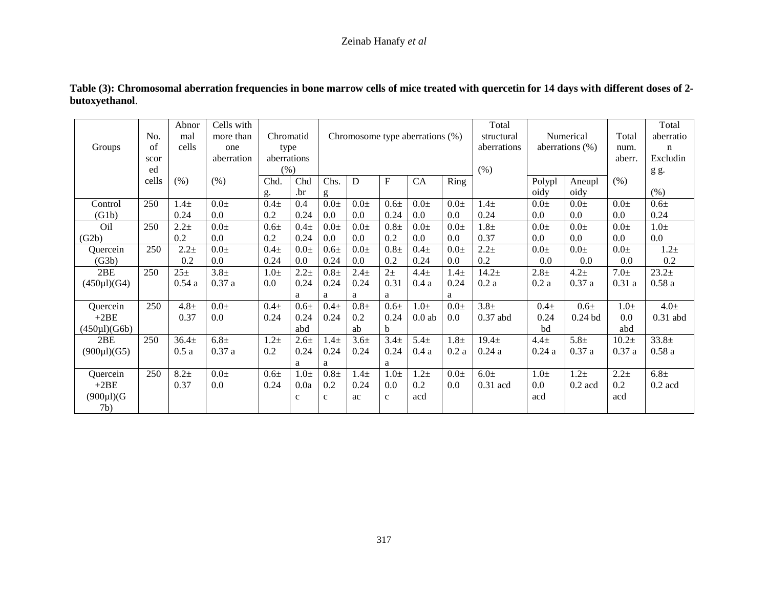**Table (3): Chromosomal aberration frequencies in bone marrow cells of mice treated with quercetin for 14 days with different doses of 2-butoxyethanol**.

| Groups | No. of scored cells | Abnormal cells (%) | Cells with more than one aberration (%) | Chromatid type aberrations (%) | | Chromosome type aberrations (%) | | | | | Total structural aberrations (%) | Numerical aberrations (%) | | Total num. aberr. (%) | Total aberration Excluding g. (%) |
|---|---|---|---|---|---|---|---|---|---|---|---|---|---|---|---|
| | | | | Chd. g. | Chd .br | Chs. g | D | F | CA | Ring | | Polyploidy | Aneuploidy | | |
| Control (G1b) | 250 | 1.4± 0.24 | 0.0± 0.0 | 0.4± 0.2 | 0.4 0.24 | 0.0± 0.0 | 0.0± 0.0 | 0.6± 0.24 | 0.0± 0.0 | 0.0± 0.0 | 1.4± 0.24 | 0.0± 0.0 | 0.0± 0.0 | 0.0± 0.0 | 0.6± 0.24 |
| Oil (G2b) | 250 | 2.2± 0.2 | 0.0± 0.0 | 0.6± 0.2 | 0.4± 0.24 | 0.0± 0.0 | 0.0± 0.0 | 0.8± 0.2 | 0.0± 0.0 | 0.0± 0.0 | 1.8± 0.37 | 0.0± 0.0 | 0.0± 0.0 | 0.0± 0.0 | 1.0± 0.0 |
| Quercein (G3b) | 250 | 2.2± 0.2 | 0.0± 0.0 | 0.4± 0.24 | 0.0± 0.0 | 0.6± 0.24 | 0.0± 0.0 | 0.8± 0.2 | 0.4± 0.24 | 0.0± 0.0 | 2.2± 0.2 | 0.0± 0.0 | 0.0± 0.0 | 0.0± 0.0 | 1.2± 0.2 |
| 2BE (450µl)(G4) | 250 | 25± 0.54 a | 3.8± 0.37 a | 1.0± 0.0 | 2.2± 0.24 a | 0.8± 0.24 a | 2.4± 0.24 a | 2± 0.31 a | 4.4± 0.4 a | 1.4± 0.24 a | 14.2± 0.2 a | 2.8± 0.2 a | 4.2± 0.37 a | 7.0± 0.31 a | 23.2± 0.58 a |
| Quercein +2BE (450µl)(G6b) | 250 | 4.8± 0.37 | 0.0± 0.0 | 0.4± 0.24 | 0.6± 0.24 abd | 0.4± 0.24 | 0.8± 0.2 ab | 0.6± 0.24 b | 1.0± 0.0 ab | 0.0± 0.0 | 3.8± 0.37 abd | 0.4± 0.24 bd | 0.6± 0.24 bd | 1.0± 0.0 abd | 4.0± 0.31 abd |
| 2BE (900µl)(G5) | 250 | 36.4± 0.5 a | 6.8± 0.37 a | 1.2± 0.2 | 2.6± 0.24 a | 1.4± 0.24 a | 3.6± 0.24 | 3.4± 0.24 a | 5.4± 0.4 a | 1.8± 0.2 a | 19.4± 0.24 a | 4.4± 0.24 a | 5.8± 0.37 a | 10.2± 0.37 a | 33.8± 0.58 a |
| Quercein +2BE (900µl)(G7b) | 250 | 8.2± 0.37 | 0.0± 0.0 | 0.6± 0.24 | 1.0± 0.0a c | 0.8± 0.2 c | 1.4± 0.24 ac | 1.0± 0.0 c | 1.2± 0.2 acd | 0.0± 0.0 | 6.0± 0.31 acd | 1.0± 0.0 acd | 1.2± 0.2 acd | 2.2± 0.2 acd | 6.8± 0.2 acd |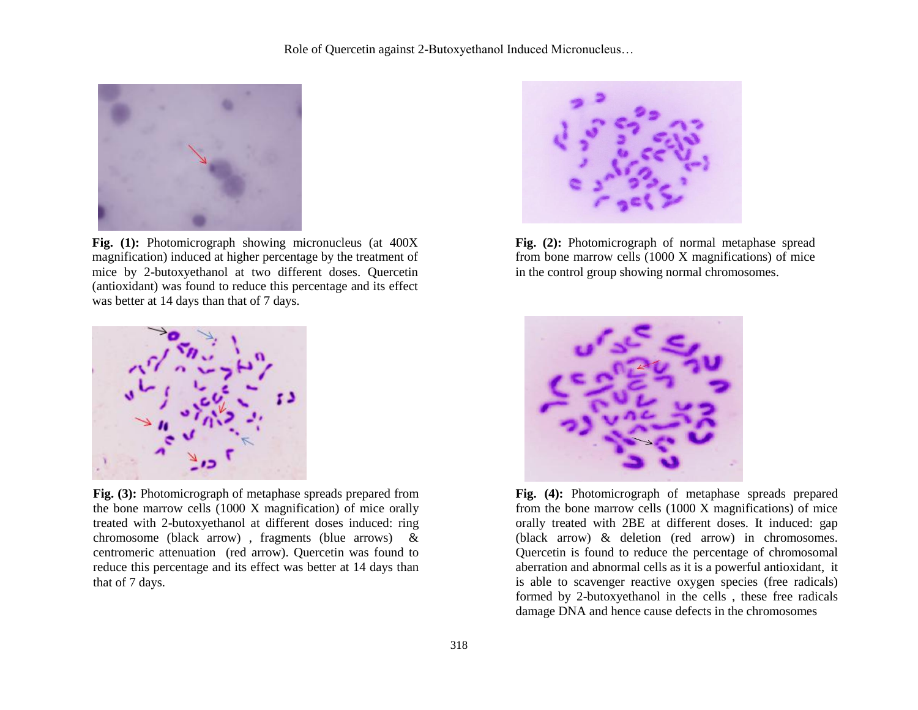**Fig. (1):** Photomicrograph showing micronucleus (at 400X magnification) induced at higher percentage by the treatment of mice by 2-butoxyethanol at two different doses. Quercetin (antioxidant) was found to reduce this percentage and its effect was better at 14 days than that of 7 days.

**Fig. (2):** Photomicrograph of normal metaphase spread from bone marrow cells (1000 X magnifications) of mice in the control group showing normal chromosomes.

**Fig. (3):** Photomicrograph of metaphase spreads prepared from the bone marrow cells (1000 X magnification) of mice orally treated with 2-butoxyethanol at different doses induced: ring chromosome (black arrow) , fragments (blue arrows) & centromeric attenuation (red arrow). Quercetin was found to reduce this percentage and its effect was better at 14 days than that of 7 days.

**Fig. (4):** Photomicrograph of metaphase spreads prepared from the bone marrow cells (1000 X magnifications) of mice orally treated with 2BE at different doses. It induced: gap (black arrow) & deletion (red arrow) in chromosomes. Quercetin is found to reduce the percentage of chromosomal aberration and abnormal cells as it is a powerful antioxidant, it is able to scavenger reactive oxygen species (free radicals) formed by 2-butoxyethanol in the cells , these free radicals damage DNA and hence cause defects in the chromosomes